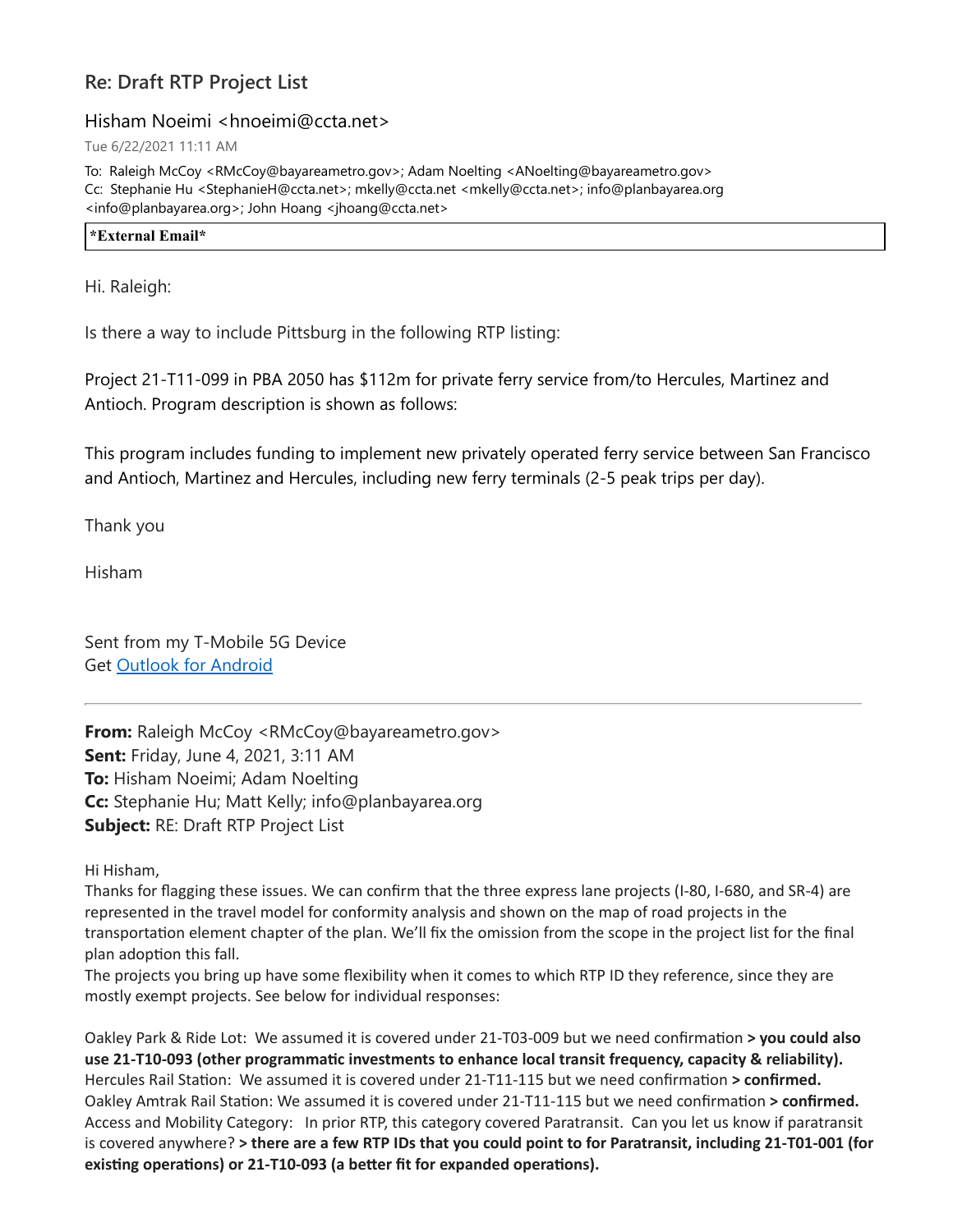# Re: Draft RTP Project List

Hisham Noeimi <hnoeimi@ccta.net>

Tue 6/22/2021 11:11 AM

To: Raleigh McCoy <RMcCoy@bayareametro.gov>; Adam Noelting <ANoelting@bayareametro.gov>
Cc: Stephanie Hu <StephanieH@ccta.net>; mkelly@ccta.net <mkelly@ccta.net>; info@planbayarea.org <info@planbayarea.org>; John Hoang <jhoang@ccta.net>

| *External Email* |
|---|

Hi. Raleigh:

Is there a way to include Pittsburg in the following RTP listing:

Project 21-T11-099 in PBA 2050 has $112m for private ferry service from/to Hercules, Martinez and Antioch. Program description is shown as follows:

This program includes funding to implement new privately operated ferry service between San Francisco and Antioch, Martinez and Hercules, including new ferry terminals (2-5 peak trips per day).

Thank you

Hisham

Sent from my T-Mobile 5G Device
Get [Outlook for Android]

---

**From:** Raleigh McCoy <RMcCoy@bayareametro.gov>
**Sent:** Friday, June 4, 2021, 3:11 AM
**To:** Hisham Noeimi; Adam Noelting
**Cc:** Stephanie Hu; Matt Kelly; info@planbayarea.org
**Subject:** RE: Draft RTP Project List

Hi Hisham,
Thanks for flagging these issues. We can confirm that the three express lane projects (I-80, I-680, and SR-4) are represented in the travel model for conformity analysis and shown on the map of road projects in the transportation element chapter of the plan. We'll fix the omission from the scope in the project list for the final plan adoption this fall.
The projects you bring up have some flexibility when it comes to which RTP ID they reference, since they are mostly exempt projects. See below for individual responses:

Oakley Park & Ride Lot: We assumed it is covered under 21-T03-009 but we need confirmation **> you could also use 21-T10-093 (other programmatic investments to enhance local transit frequency, capacity & reliability).**
Hercules Rail Station: We assumed it is covered under 21-T11-115 but we need confirmation **> confirmed.**
Oakley Amtrak Rail Station: We assumed it is covered under 21-T11-115 but we need confirmation **> confirmed.**
Access and Mobility Category: In prior RTP, this category covered Paratransit. Can you let us know if paratransit is covered anywhere? **> there are a few RTP IDs that you could point to for Paratransit, including 21-T01-001 (for existing operations) or 21-T10-093 (a better fit for expanded operations).**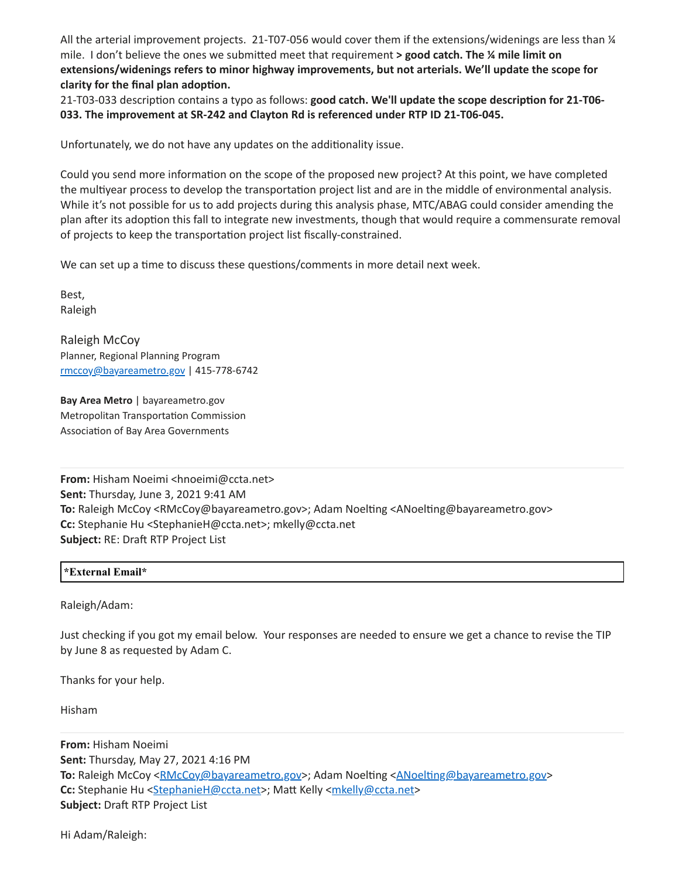All the arterial improvement projects. 21-T07-056 would cover them if the extensions/widenings are less than ¼ mile. I don't believe the ones we submitted meet that requirement **> good catch. The ¼ mile limit on extensions/widenings refers to minor highway improvements, but not arterials. We'll update the scope for clarity for the final plan adoption.**

21-T03-033 description contains a typo as follows: **good catch. We'll update the scope description for 21-T06-033. The improvement at SR-242 and Clayton Rd is referenced under RTP ID 21-T06-045.**

Unfortunately, we do not have any updates on the additionality issue.

Could you send more information on the scope of the proposed new project? At this point, we have completed the multiyear process to develop the transportation project list and are in the middle of environmental analysis. While it's not possible for us to add projects during this analysis phase, MTC/ABAG could consider amending the plan after its adoption this fall to integrate new investments, though that would require a commensurate removal of projects to keep the transportation project list fiscally-constrained.

We can set up a time to discuss these questions/comments in more detail next week.

Best,
Raleigh

Raleigh McCoy
Planner, Regional Planning Program
rmccoy@bayareametro.gov | 415-778-6742

**Bay Area Metro** | bayareametro.gov
Metropolitan Transportation Commission
Association of Bay Area Governments

---

**From:** Hisham Noeimi <hnoeimi@ccta.net>
**Sent:** Thursday, June 3, 2021 9:41 AM
**To:** Raleigh McCoy <RMcCoy@bayareametro.gov>; Adam Noelting <ANoelting@bayareametro.gov>
**Cc:** Stephanie Hu <StephanieH@ccta.net>; mkelly@ccta.net
**Subject:** RE: Draft RTP Project List

**\*External Email\***

Raleigh/Adam:

Just checking if you got my email below. Your responses are needed to ensure we get a chance to revise the TIP by June 8 as requested by Adam C.

Thanks for your help.

Hisham

---

**From:** Hisham Noeimi
**Sent:** Thursday, May 27, 2021 4:16 PM
**To:** Raleigh McCoy <RMcCoy@bayareametro.gov>; Adam Noelting <ANoelting@bayareametro.gov>
**Cc:** Stephanie Hu <StephanieH@ccta.net>; Matt Kelly <mkelly@ccta.net>
**Subject:** Draft RTP Project List

Hi Adam/Raleigh: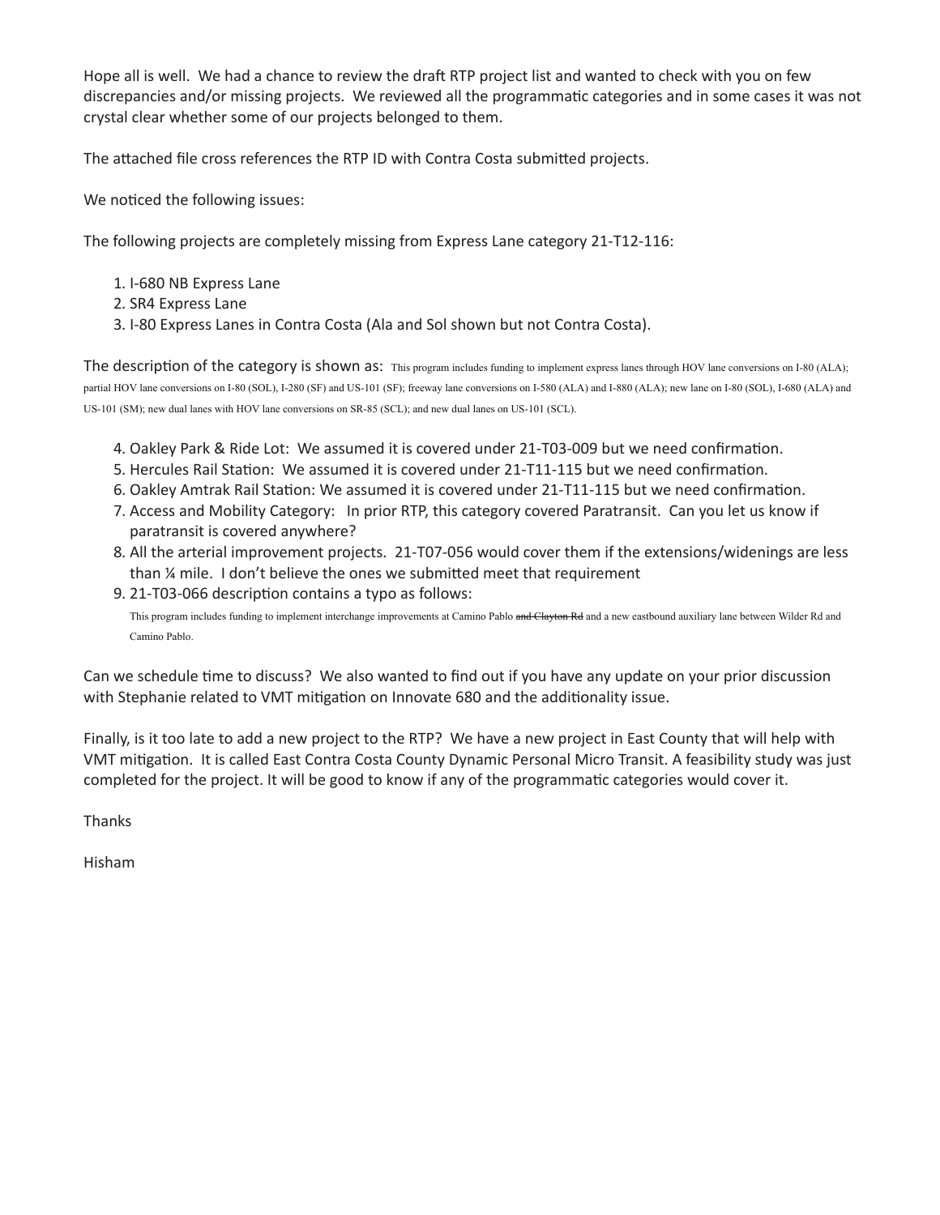Hope all is well. We had a chance to review the draft RTP project list and wanted to check with you on few discrepancies and/or missing projects. We reviewed all the programmatic categories and in some cases it was not crystal clear whether some of our projects belonged to them.

The attached file cross references the RTP ID with Contra Costa submitted projects.

We noticed the following issues:

The following projects are completely missing from Express Lane category 21-T12-116:

1. I-680 NB Express Lane
2. SR4 Express Lane
3. I-80 Express Lanes in Contra Costa (Ala and Sol shown but not Contra Costa).

The description of the category is shown as: This program includes funding to implement express lanes through HOV lane conversions on I-80 (ALA); partial HOV lane conversions on I-80 (SOL), I-280 (SF) and US-101 (SF); freeway lane conversions on I-580 (ALA) and I-880 (ALA); new lane on I-80 (SOL), I-680 (ALA) and US-101 (SM); new dual lanes with HOV lane conversions on SR-85 (SCL); and new dual lanes on US-101 (SCL).

4. Oakley Park & Ride Lot: We assumed it is covered under 21-T03-009 but we need confirmation.
5. Hercules Rail Station: We assumed it is covered under 21-T11-115 but we need confirmation.
6. Oakley Amtrak Rail Station: We assumed it is covered under 21-T11-115 but we need confirmation.
7. Access and Mobility Category: In prior RTP, this category covered Paratransit. Can you let us know if paratransit is covered anywhere?
8. All the arterial improvement projects. 21-T07-056 would cover them if the extensions/widenings are less than ¼ mile. I don't believe the ones we submitted meet that requirement
9. 21-T03-066 description contains a typo as follows:

   This program includes funding to implement interchange improvements at Camino Pablo ~~and Clayton Rd~~ and a new eastbound auxiliary lane between Wilder Rd and Camino Pablo.

Can we schedule time to discuss? We also wanted to find out if you have any update on your prior discussion with Stephanie related to VMT mitigation on Innovate 680 and the additionality issue.

Finally, is it too late to add a new project to the RTP? We have a new project in East County that will help with VMT mitigation. It is called East Contra Costa County Dynamic Personal Micro Transit. A feasibility study was just completed for the project. It will be good to know if any of the programmatic categories would cover it.

Thanks

Hisham